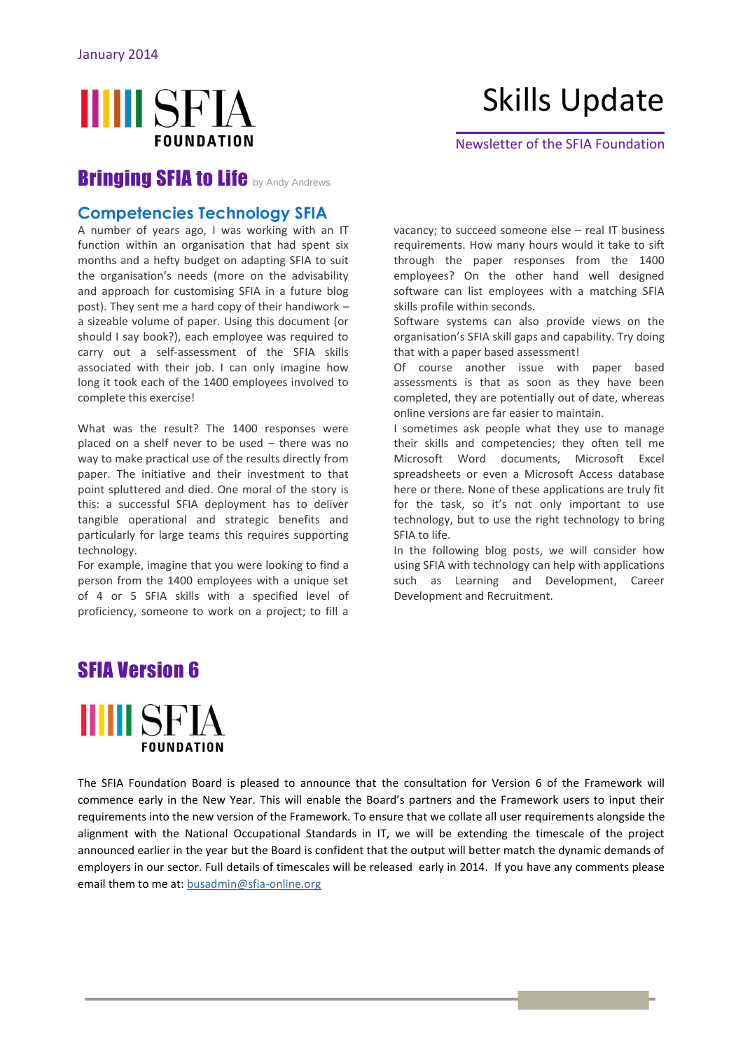January 2014

# Skills Update

Newsletter of the SFIA Foundation

## Bringing SFIA to Life by Andy Andrews

### Competencies Technology SFIA

A number of years ago, I was working with an IT function within an organisation that had spent six months and a hefty budget on adapting SFIA to suit the organisation's needs (more on the advisability and approach for customising SFIA in a future blog post). They sent me a hard copy of their handiwork – a sizeable volume of paper. Using this document (or should I say book?), each employee was required to carry out a self-assessment of the SFIA skills associated with their job. I can only imagine how long it took each of the 1400 employees involved to complete this exercise!

What was the result? The 1400 responses were placed on a shelf never to be used – there was no way to make practical use of the results directly from paper. The initiative and their investment to that point spluttered and died. One moral of the story is this: a successful SFIA deployment has to deliver tangible operational and strategic benefits and particularly for large teams this requires supporting technology.

For example, imagine that you were looking to find a person from the 1400 employees with a unique set of 4 or 5 SFIA skills with a specified level of proficiency, someone to work on a project; to fill a vacancy; to succeed someone else – real IT business requirements. How many hours would it take to sift through the paper responses from the 1400 employees? On the other hand well designed software can list employees with a matching SFIA skills profile within seconds.

Software systems can also provide views on the organisation's SFIA skill gaps and capability. Try doing that with a paper based assessment!

Of course another issue with paper based assessments is that as soon as they have been completed, they are potentially out of date, whereas online versions are far easier to maintain.

I sometimes ask people what they use to manage their skills and competencies; they often tell me Microsoft Word documents, Microsoft Excel spreadsheets or even a Microsoft Access database here or there. None of these applications are truly fit for the task, so it's not only important to use technology, but to use the right technology to bring SFIA to life.

In the following blog posts, we will consider how using SFIA with technology can help with applications such as Learning and Development, Career Development and Recruitment.

## SFIA Version 6

The SFIA Foundation Board is pleased to announce that the consultation for Version 6 of the Framework will commence early in the New Year. This will enable the Board's partners and the Framework users to input their requirements into the new version of the Framework. To ensure that we collate all user requirements alongside the alignment with the National Occupational Standards in IT, we will be extending the timescale of the project announced earlier in the year but the Board is confident that the output will better match the dynamic demands of employers in our sector. Full details of timescales will be released early in 2014. If you have any comments please email them to me at: busadmin@sfia-online.org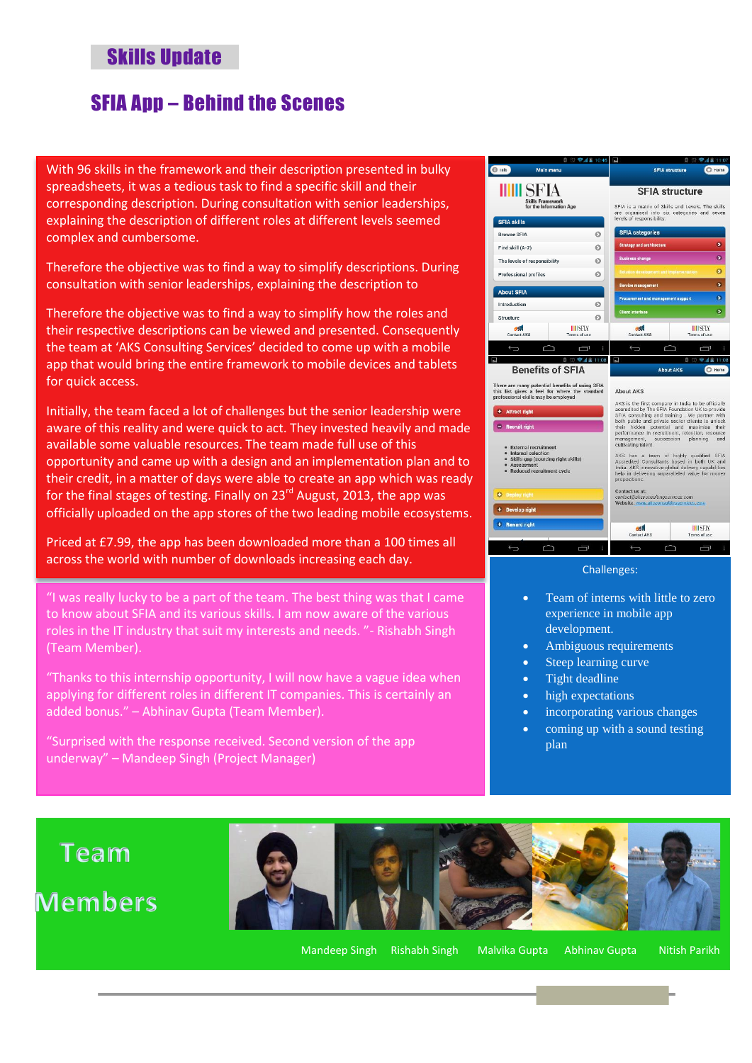# Skills Update

## SFIA App – Behind the Scenes

With 96 skills in the framework and their description presented in bulky spreadsheets, it was a tedious task to find a specific skill and their corresponding description. During consultation with senior leaderships, explaining the description of different roles at different levels seemed complex and cumbersome.

Therefore the objective was to find a way to simplify descriptions. During consultation with senior leaderships, explaining the description to

Therefore the objective was to find a way to simplify how the roles and their respective descriptions can be viewed and presented. Consequently the team at 'AKS Consulting Services' decided to come up with a mobile app that would bring the entire framework to mobile devices and tablets for quick access.

Initially, the team faced a lot of challenges but the senior leadership were aware of this reality and were quick to act. They invested heavily and made available some valuable resources. The team made full use of this opportunity and came up with a design and an implementation plan and to their credit, in a matter of days were able to create an app which was ready for the final stages of testing. Finally on 23rd August, 2013, the app was officially uploaded on the app stores of the two leading mobile ecosystems.

Priced at £7.99, the app has been downloaded more than a 100 times all across the world with number of downloads increasing each day.

"I was really lucky to be a part of the team. The best thing was that I came to know about SFIA and its various skills. I am now aware of the various roles in the IT industry that suit my interests and needs. "- Rishabh Singh (Team Member).

"Thanks to this internship opportunity, I will now have a vague idea when applying for different roles in different IT companies. This is certainly an added bonus." – Abhinav Gupta (Team Member).

"Surprised with the response received. Second version of the app underway" – Mandeep Singh (Project Manager)

Challenges:

- Team of interns with little to zero experience in mobile app development.
- Ambiguous requirements
- Steep learning curve
- Tight deadline
- high expectations
- incorporating various changes
- coming up with a sound testing plan

## Team Members

Mandeep Singh · Rishabh Singh · Malvika Gupta · Abhinav Gupta · Nitish Parikh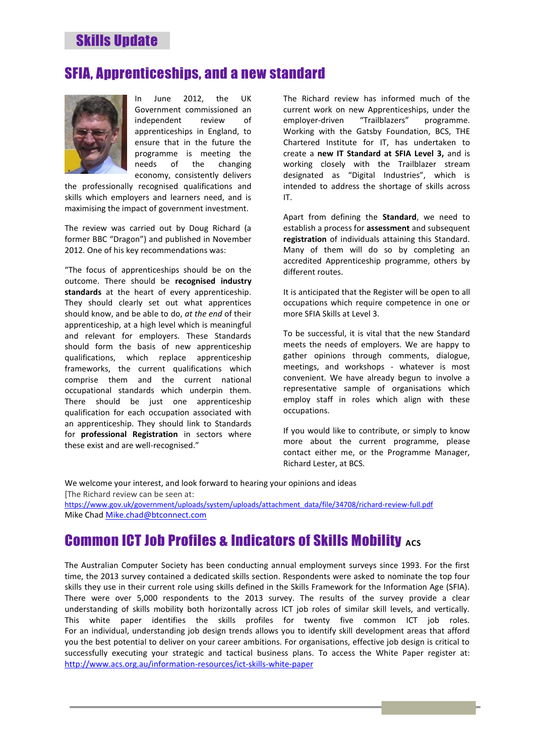# Skills Update

## SFIA, Apprenticeships, and a new standard

In June 2012, the UK Government commissioned an independent review of apprenticeships in England, to ensure that in the future the programme is meeting the needs of the changing economy, consistently delivers the professionally recognised qualifications and skills which employers and learners need, and is maximising the impact of government investment.

The review was carried out by Doug Richard (a former BBC "Dragon") and published in November 2012. One of his key recommendations was:

"The focus of apprenticeships should be on the outcome. There should be **recognised industry standards** at the heart of every apprenticeship. They should clearly set out what apprentices should know, and be able to do, *at the end* of their apprenticeship, at a high level which is meaningful and relevant for employers. These Standards should form the basis of new apprenticeship qualifications, which replace apprenticeship frameworks, the current qualifications which comprise them and the current national occupational standards which underpin them. There should be just one apprenticeship qualification for each occupation associated with an apprenticeship. They should link to Standards for **professional Registration** in sectors where these exist and are well-recognised."

The Richard review has informed much of the current work on new Apprenticeships, under the employer-driven "Trailblazers" programme. Working with the Gatsby Foundation, BCS, THE Chartered Institute for IT, has undertaken to create a **new IT Standard at SFIA Level 3,** and is working closely with the Trailblazer stream designated as "Digital Industries", which is intended to address the shortage of skills across IT.

Apart from defining the **Standard**, we need to establish a process for **assessment** and subsequent **registration** of individuals attaining this Standard. Many of them will do so by completing an accredited Apprenticeship programme, others by different routes.

It is anticipated that the Register will be open to all occupations which require competence in one or more SFIA Skills at Level 3.

To be successful, it is vital that the new Standard meets the needs of employers. We are happy to gather opinions through comments, dialogue, meetings, and workshops - whatever is most convenient. We have already begun to involve a representative sample of organisations which employ staff in roles which align with these occupations.

If you would like to contribute, or simply to know more about the current programme, please contact either me, or the Programme Manager, Richard Lester, at BCS.

We welcome your interest, and look forward to hearing your opinions and ideas

[The Richard review can be seen at:
https://www.gov.uk/government/uploads/system/uploads/attachment_data/file/34708/richard-review-full.pdf

Mike Chad Mike.chad@btconnect.com

## Common ICT Job Profiles & Indicators of Skills Mobility ACS

The Australian Computer Society has been conducting annual employment surveys since 1993. For the first time, the 2013 survey contained a dedicated skills section. Respondents were asked to nominate the top four skills they use in their current role using skills defined in the Skills Framework for the Information Age (SFIA). There were over 5,000 respondents to the 2013 survey. The results of the survey provide a clear understanding of skills mobility both horizontally across ICT job roles of similar skill levels, and vertically. This white paper identifies the skills profiles for twenty five common ICT job roles. For an individual, understanding job design trends allows you to identify skill development areas that afford you the best potential to deliver on your career ambitions. For organisations, effective job design is critical to successfully executing your strategic and tactical business plans. To access the White Paper register at: http://www.acs.org.au/information-resources/ict-skills-white-paper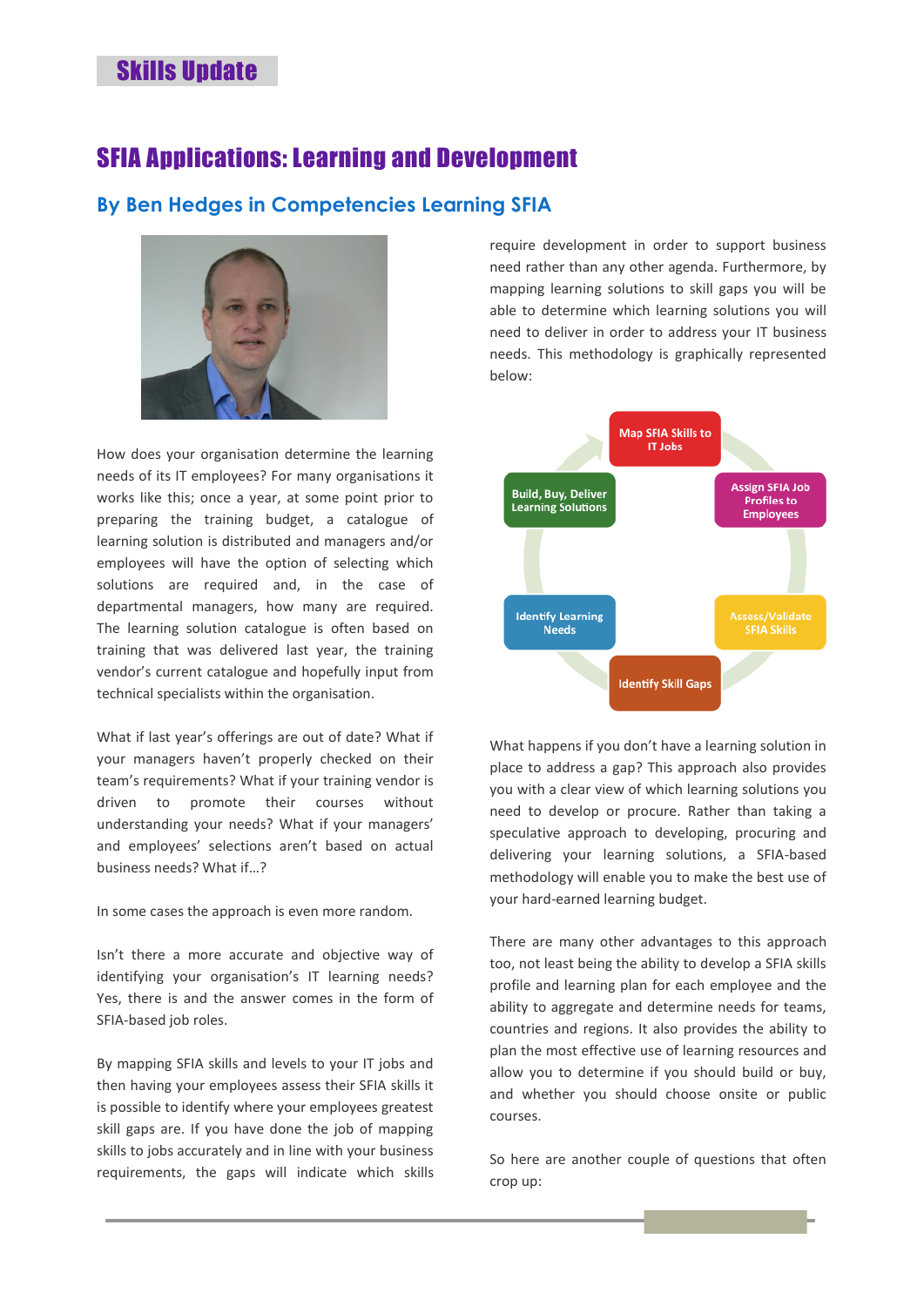# SFIA Applications: Learning and Development

## By Ben Hedges in Competencies Learning SFIA

How does your organisation determine the learning needs of its IT employees? For many organisations it works like this; once a year, at some point prior to preparing the training budget, a catalogue of learning solution is distributed and managers and/or employees will have the option of selecting which solutions are required and, in the case of departmental managers, how many are required. The learning solution catalogue is often based on training that was delivered last year, the training vendor's current catalogue and hopefully input from technical specialists within the organisation.

What if last year's offerings are out of date? What if your managers haven't properly checked on their team's requirements? What if your training vendor is driven to promote their courses without understanding your needs? What if your managers' and employees' selections aren't based on actual business needs? What if...?

In some cases the approach is even more random.

Isn't there a more accurate and objective way of identifying your organisation's IT learning needs? Yes, there is and the answer comes in the form of SFIA-based job roles.

By mapping SFIA skills and levels to your IT jobs and then having your employees assess their SFIA skills it is possible to identify where your employees greatest skill gaps are. If you have done the job of mapping skills to jobs accurately and in line with your business requirements, the gaps will indicate which skills require development in order to support business need rather than any other agenda. Furthermore, by mapping learning solutions to skill gaps you will be able to determine which learning solutions you will need to deliver in order to address your IT business needs. This methodology is graphically represented below:

- Map SFIA Skills to IT Jobs
- Assign SFIA Job Profiles to Employees
- Assess/Validate SFIA Skills
- Identify Skill Gaps
- Identify Learning Needs
- Build, Buy, Deliver Learning Solutions

What happens if you don't have a learning solution in place to address a gap? This approach also provides you with a clear view of which learning solutions you need to develop or procure. Rather than taking a speculative approach to developing, procuring and delivering your learning solutions, a SFIA-based methodology will enable you to make the best use of your hard-earned learning budget.

There are many other advantages to this approach too, not least being the ability to develop a SFIA skills profile and learning plan for each employee and the ability to aggregate and determine needs for teams, countries and regions. It also provides the ability to plan the most effective use of learning resources and allow you to determine if you should build or buy, and whether you should choose onsite or public courses.

So here are another couple of questions that often crop up: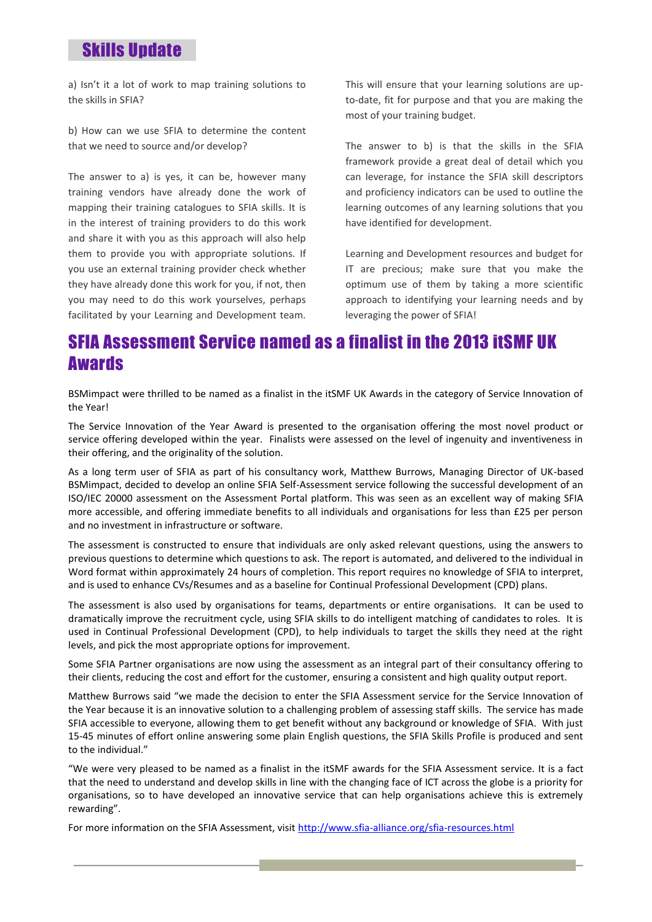# Skills Update

a) Isn't it a lot of work to map training solutions to the skills in SFIA?

b) How can we use SFIA to determine the content that we need to source and/or develop?

The answer to a) is yes, it can be, however many training vendors have already done the work of mapping their training catalogues to SFIA skills. It is in the interest of training providers to do this work and share it with you as this approach will also help them to provide you with appropriate solutions. If you use an external training provider check whether they have already done this work for you, if not, then you may need to do this work yourselves, perhaps facilitated by your Learning and Development team. This will ensure that your learning solutions are up-to-date, fit for purpose and that you are making the most of your training budget.

The answer to b) is that the skills in the SFIA framework provide a great deal of detail which you can leverage, for instance the SFIA skill descriptors and proficiency indicators can be used to outline the learning outcomes of any learning solutions that you have identified for development.

Learning and Development resources and budget for IT are precious; make sure that you make the optimum use of them by taking a more scientific approach to identifying your learning needs and by leveraging the power of SFIA!

## SFIA Assessment Service named as a finalist in the 2013 itSMF UK Awards

BSMimpact were thrilled to be named as a finalist in the itSMF UK Awards in the category of Service Innovation of the Year!

The Service Innovation of the Year Award is presented to the organisation offering the most novel product or service offering developed within the year. Finalists were assessed on the level of ingenuity and inventiveness in their offering, and the originality of the solution.

As a long term user of SFIA as part of his consultancy work, Matthew Burrows, Managing Director of UK-based BSMimpact, decided to develop an online SFIA Self-Assessment service following the successful development of an ISO/IEC 20000 assessment on the Assessment Portal platform. This was seen as an excellent way of making SFIA more accessible, and offering immediate benefits to all individuals and organisations for less than £25 per person and no investment in infrastructure or software.

The assessment is constructed to ensure that individuals are only asked relevant questions, using the answers to previous questions to determine which questions to ask. The report is automated, and delivered to the individual in Word format within approximately 24 hours of completion. This report requires no knowledge of SFIA to interpret, and is used to enhance CVs/Resumes and as a baseline for Continual Professional Development (CPD) plans.

The assessment is also used by organisations for teams, departments or entire organisations. It can be used to dramatically improve the recruitment cycle, using SFIA skills to do intelligent matching of candidates to roles. It is used in Continual Professional Development (CPD), to help individuals to target the skills they need at the right levels, and pick the most appropriate options for improvement.

Some SFIA Partner organisations are now using the assessment as an integral part of their consultancy offering to their clients, reducing the cost and effort for the customer, ensuring a consistent and high quality output report.

Matthew Burrows said "we made the decision to enter the SFIA Assessment service for the Service Innovation of the Year because it is an innovative solution to a challenging problem of assessing staff skills. The service has made SFIA accessible to everyone, allowing them to get benefit without any background or knowledge of SFIA. With just 15-45 minutes of effort online answering some plain English questions, the SFIA Skills Profile is produced and sent to the individual."

"We were very pleased to be named as a finalist in the itSMF awards for the SFIA Assessment service. It is a fact that the need to understand and develop skills in line with the changing face of ICT across the globe is a priority for organisations, so to have developed an innovative service that can help organisations achieve this is extremely rewarding".

For more information on the SFIA Assessment, visit http://www.sfia-alliance.org/sfia-resources.html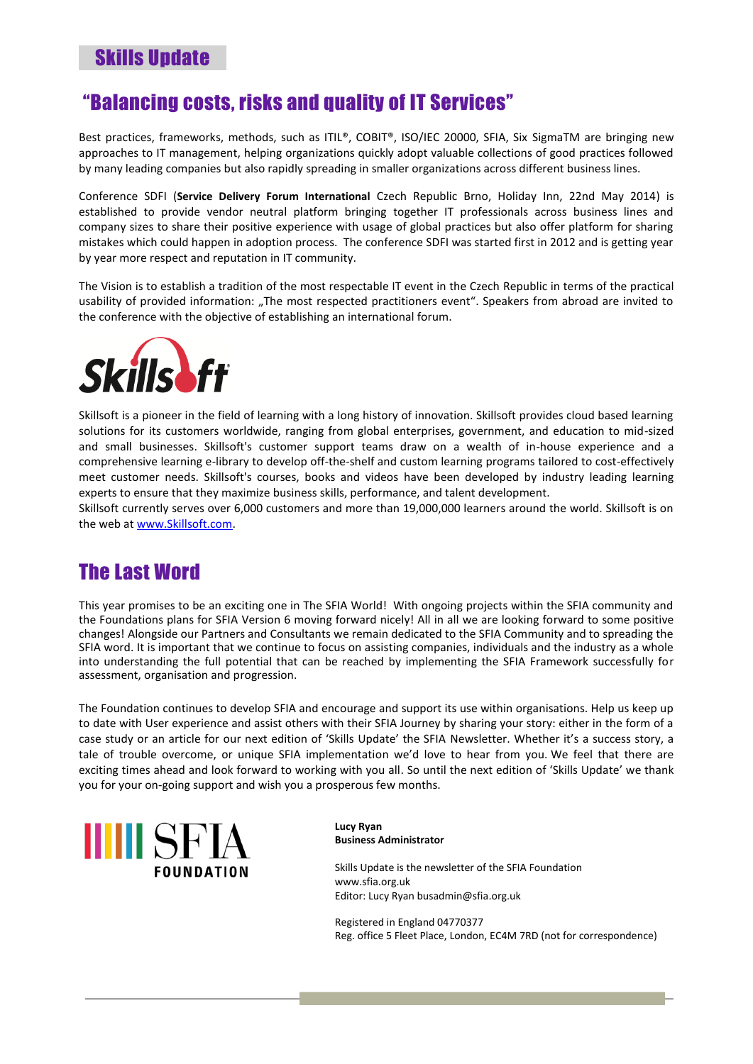## Skills Update

## "Balancing costs, risks and quality of IT Services"

Best practices, frameworks, methods, such as ITIL®, COBIT®, ISO/IEC 20000, SFIA, Six SigmaTM are bringing new approaches to IT management, helping organizations quickly adopt valuable collections of good practices followed by many leading companies but also rapidly spreading in smaller organizations across different business lines.

Conference SDFI (**Service Delivery Forum International** Czech Republic Brno, Holiday Inn, 22nd May 2014) is established to provide vendor neutral platform bringing together IT professionals across business lines and company sizes to share their positive experience with usage of global practices but also offer platform for sharing mistakes which could happen in adoption process. The conference SDFI was started first in 2012 and is getting year by year more respect and reputation in IT community.

The Vision is to establish a tradition of the most respectable IT event in the Czech Republic in terms of the practical usability of provided information: „The most respected practitioners event". Speakers from abroad are invited to the conference with the objective of establishing an international forum.

Skillsoft

Skillsoft is a pioneer in the field of learning with a long history of innovation. Skillsoft provides cloud based learning solutions for its customers worldwide, ranging from global enterprises, government, and education to mid-sized and small businesses. Skillsoft's customer support teams draw on a wealth of in-house experience and a comprehensive learning e-library to develop off-the-shelf and custom learning programs tailored to cost-effectively meet customer needs. Skillsoft's courses, books and videos have been developed by industry leading learning experts to ensure that they maximize business skills, performance, and talent development.
Skillsoft currently serves over 6,000 customers and more than 19,000,000 learners around the world. Skillsoft is on the web at www.Skillsoft.com.

## The Last Word

This year promises to be an exciting one in The SFIA World! With ongoing projects within the SFIA community and the Foundations plans for SFIA Version 6 moving forward nicely! All in all we are looking forward to some positive changes! Alongside our Partners and Consultants we remain dedicated to the SFIA Community and to spreading the SFIA word. It is important that we continue to focus on assisting companies, individuals and the industry as a whole into understanding the full potential that can be reached by implementing the SFIA Framework successfully for assessment, organisation and progression.

The Foundation continues to develop SFIA and encourage and support its use within organisations. Help us keep up to date with User experience and assist others with their SFIA Journey by sharing your story: either in the form of a case study or an article for our next edition of 'Skills Update' the SFIA Newsletter. Whether it's a success story, a tale of trouble overcome, or unique SFIA implementation we'd love to hear from you. We feel that there are exciting times ahead and look forward to working with you all. So until the next edition of 'Skills Update' we thank you for your on-going support and wish you a prosperous few months.

SFIA FOUNDATION

**Lucy Ryan**
**Business Administrator**

Skills Update is the newsletter of the SFIA Foundation
www.sfia.org.uk
Editor: Lucy Ryan busadmin@sfia.org.uk

Registered in England 04770377
Reg. office 5 Fleet Place, London, EC4M 7RD (not for correspondence)